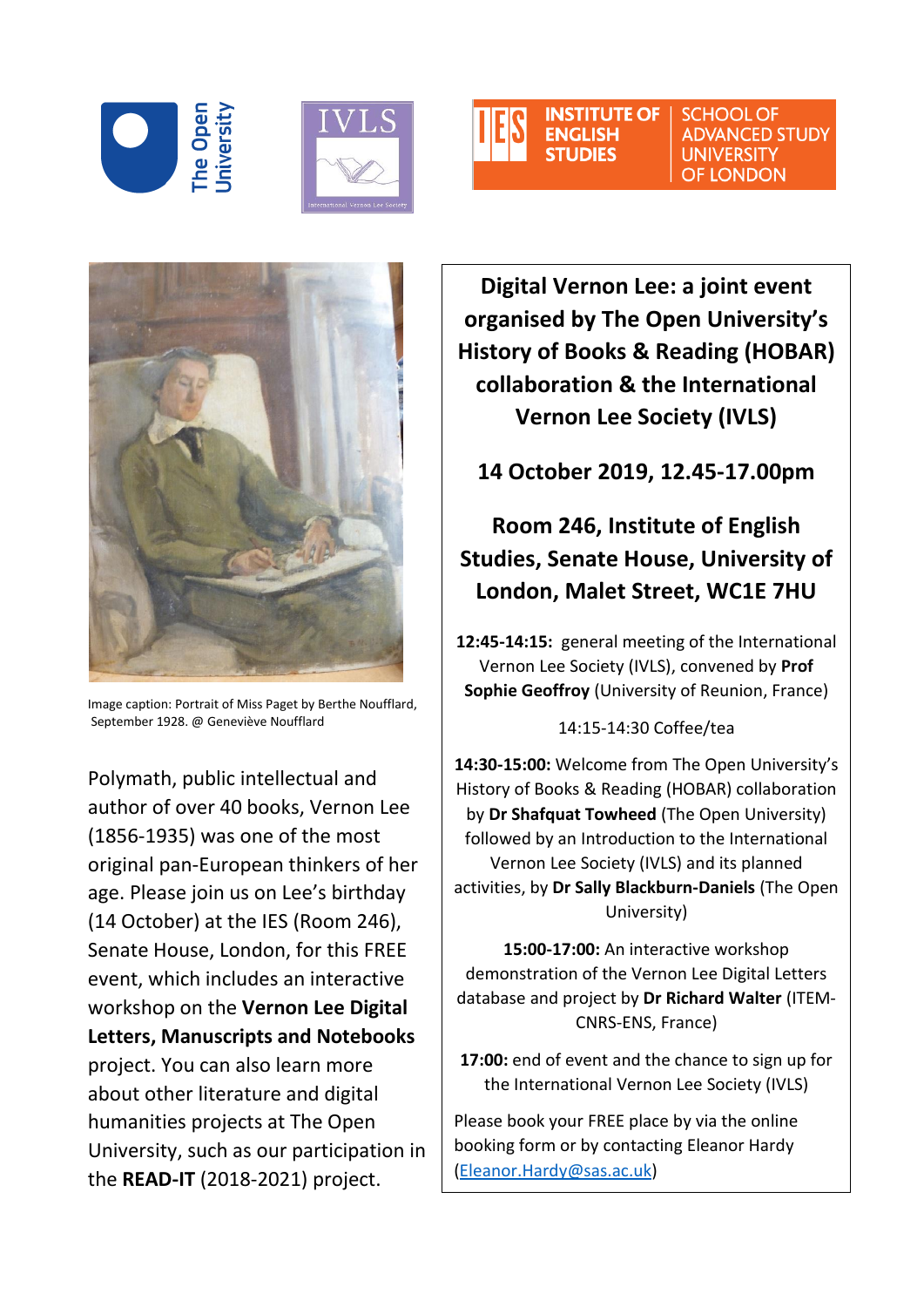The Open University

IVLS

INSTITUTE OF ENGLISH STUDIES | SCHOOL OF ADVANCED STUDY UNIVERSITY OF LONDON

Image caption: Portrait of Miss Paget by Berthe Noufflard, September 1928. @ Geneviève Noufflard

Polymath, public intellectual and author of over 40 books, Vernon Lee (1856-1935) was one of the most original pan-European thinkers of her age. Please join us on Lee's birthday (14 October) at the IES (Room 246), Senate House, London, for this FREE event, which includes an interactive workshop on the **Vernon Lee Digital Letters, Manuscripts and Notebooks** project. You can also learn more about other literature and digital humanities projects at The Open University, such as our participation in the **READ-IT** (2018-2021) project.

# Digital Vernon Lee: a joint event organised by The Open University's History of Books & Reading (HOBAR) collaboration & the International Vernon Lee Society (IVLS)

## 14 October 2019, 12.45-17.00pm

## Room 246, Institute of English Studies, Senate House, University of London, Malet Street, WC1E 7HU

**12:45-14:15:** general meeting of the International Vernon Lee Society (IVLS), convened by **Prof Sophie Geoffroy** (University of Reunion, France)

14:15-14:30 Coffee/tea

**14:30-15:00:** Welcome from The Open University's History of Books & Reading (HOBAR) collaboration by **Dr Shafquat Towheed** (The Open University) followed by an Introduction to the International Vernon Lee Society (IVLS) and its planned activities, by **Dr Sally Blackburn-Daniels** (The Open University)

**15:00-17:00:** An interactive workshop demonstration of the Vernon Lee Digital Letters database and project by **Dr Richard Walter** (ITEM-CNRS-ENS, France)

**17:00:** end of event and the chance to sign up for the International Vernon Lee Society (IVLS)

Please book your FREE place by via the online booking form or by contacting Eleanor Hardy (Eleanor.Hardy@sas.ac.uk)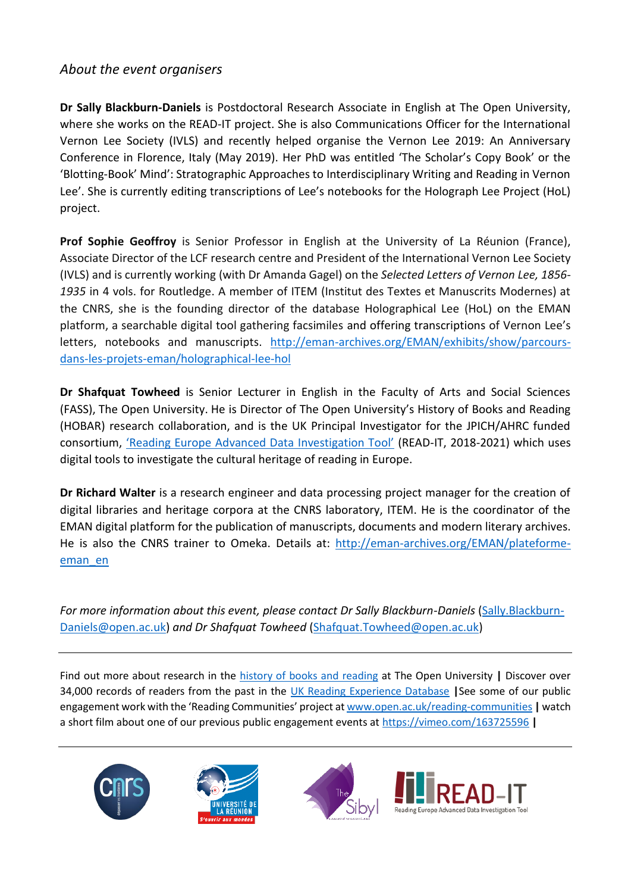*About the event organisers*

**Dr Sally Blackburn-Daniels** is Postdoctoral Research Associate in English at The Open University, where she works on the READ-IT project. She is also Communications Officer for the International Vernon Lee Society (IVLS) and recently helped organise the Vernon Lee 2019: An Anniversary Conference in Florence, Italy (May 2019). Her PhD was entitled 'The Scholar's Copy Book' or the 'Blotting-Book' Mind': Stratographic Approaches to Interdisciplinary Writing and Reading in Vernon Lee'. She is currently editing transcriptions of Lee's notebooks for the Holograph Lee Project (HoL) project.

**Prof Sophie Geoffroy** is Senior Professor in English at the University of La Réunion (France), Associate Director of the LCF research centre and President of the International Vernon Lee Society (IVLS) and is currently working (with Dr Amanda Gagel) on the *Selected Letters of Vernon Lee, 1856-1935* in 4 vols. for Routledge. A member of ITEM (Institut des Textes et Manuscrits Modernes) at the CNRS, she is the founding director of the database Holographical Lee (HoL) on the EMAN platform, a searchable digital tool gathering facsimiles and offering transcriptions of Vernon Lee's letters, notebooks and manuscripts. http://eman-archives.org/EMAN/exhibits/show/parcours-dans-les-projets-eman/holographical-lee-hol

**Dr Shafquat Towheed** is Senior Lecturer in English in the Faculty of Arts and Social Sciences (FASS), The Open University. He is Director of The Open University's History of Books and Reading (HOBAR) research collaboration, and is the UK Principal Investigator for the JPICH/AHRC funded consortium, 'Reading Europe Advanced Data Investigation Tool' (READ-IT, 2018-2021) which uses digital tools to investigate the cultural heritage of reading in Europe.

**Dr Richard Walter** is a research engineer and data processing project manager for the creation of digital libraries and heritage corpora at the CNRS laboratory, ITEM. He is the coordinator of the EMAN digital platform for the publication of manuscripts, documents and modern literary archives. He is also the CNRS trainer to Omeka. Details at: http://eman-archives.org/EMAN/plateforme-eman_en

*For more information about this event, please contact Dr Sally Blackburn-Daniels* (Sally.Blackburn-Daniels@open.ac.uk) *and Dr Shafquat Towheed* (Shafquat.Towheed@open.ac.uk)

---

Find out more about research in the history of books and reading at The Open University **|** Discover over 34,000 records of readers from the past in the UK Reading Experience Database **|** See some of our public engagement work with the 'Reading Communities' project at www.open.ac.uk/reading-communities **|** watch a short film about one of our previous public engagement events at https://vimeo.com/163725596 **|**

---